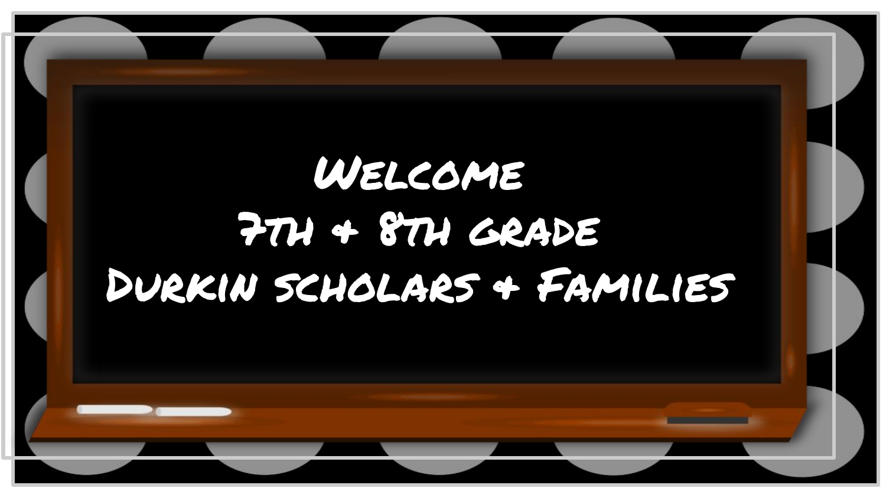# Welcome
# 7th & 8th Grade
# Durkin Scholars & Families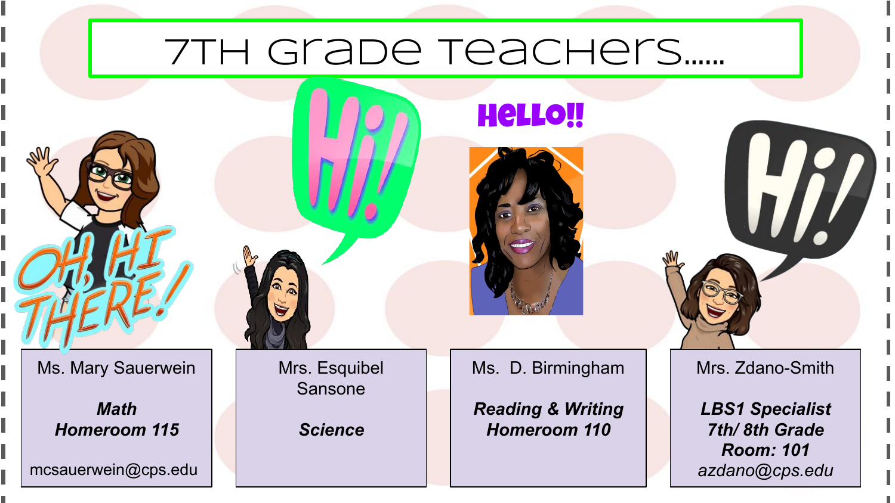# 7TH Grade Teachers......

Ms. Mary Sauerwein

***Math***
***Homeroom 115***

mcsauerwein@cps.edu

Mrs. Esquibel Sansone

***Science***

Ms. D. Birmingham

***Reading & Writing***
***Homeroom 110***

Mrs. Zdano-Smith

***LBS1 Specialist***
***7th/ 8th Grade***
***Room: 101***
*azdano@cps.edu*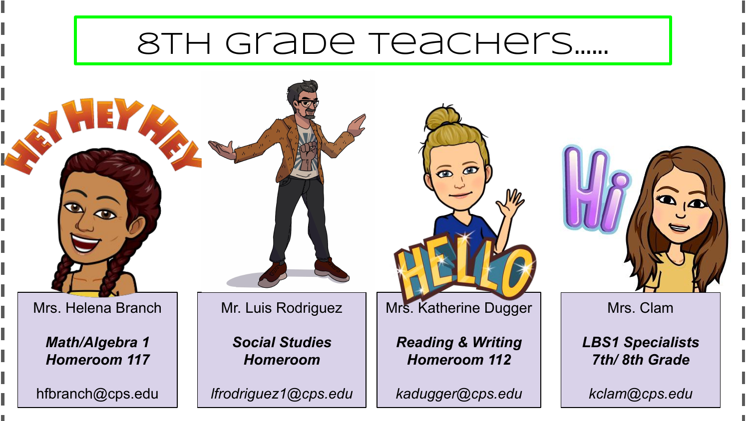# 8TH Grade Teachers......

Mrs. Helena Branch

***Math/Algebra 1***
***Homeroom 117***

hfbranch@cps.edu

Mr. Luis Rodriguez

***Social Studies***
***Homeroom***

*lfrodriguez1@cps.edu*

Mrs. Katherine Dugger

***Reading & Writing***
***Homeroom 112***

*kadugger@cps.edu*

Mrs. Clam

***LBS1 Specialists***
***7th/ 8th Grade***

*kclam@cps.edu*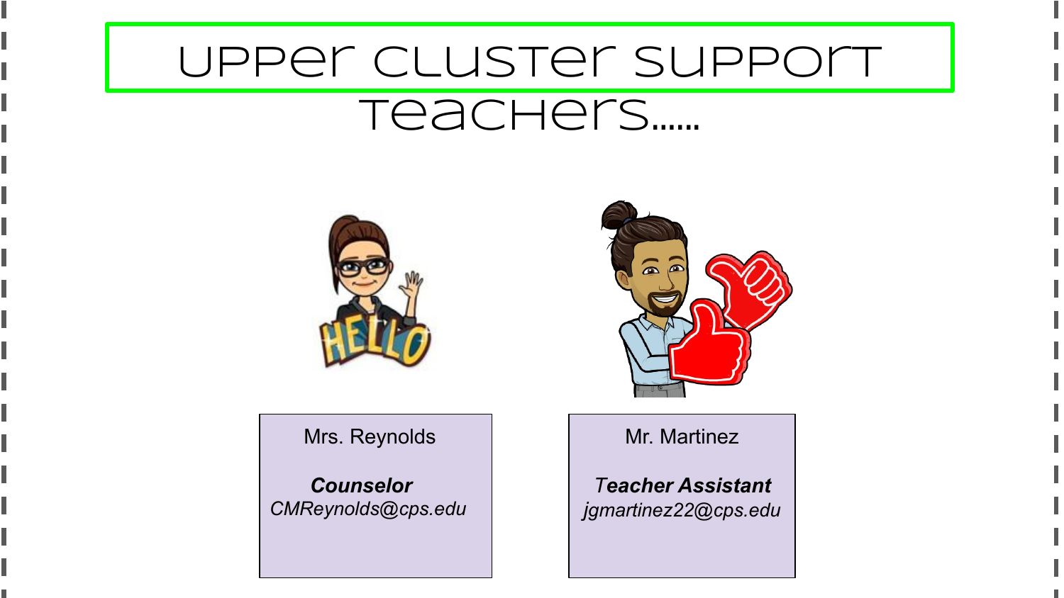# Upper Cluster Support Teachers......

Mrs. Reynolds

***Counselor***
*CMReynolds@cps.edu*

Mr. Martinez

***Teacher Assistant***
*jgmartinez22@cps.edu*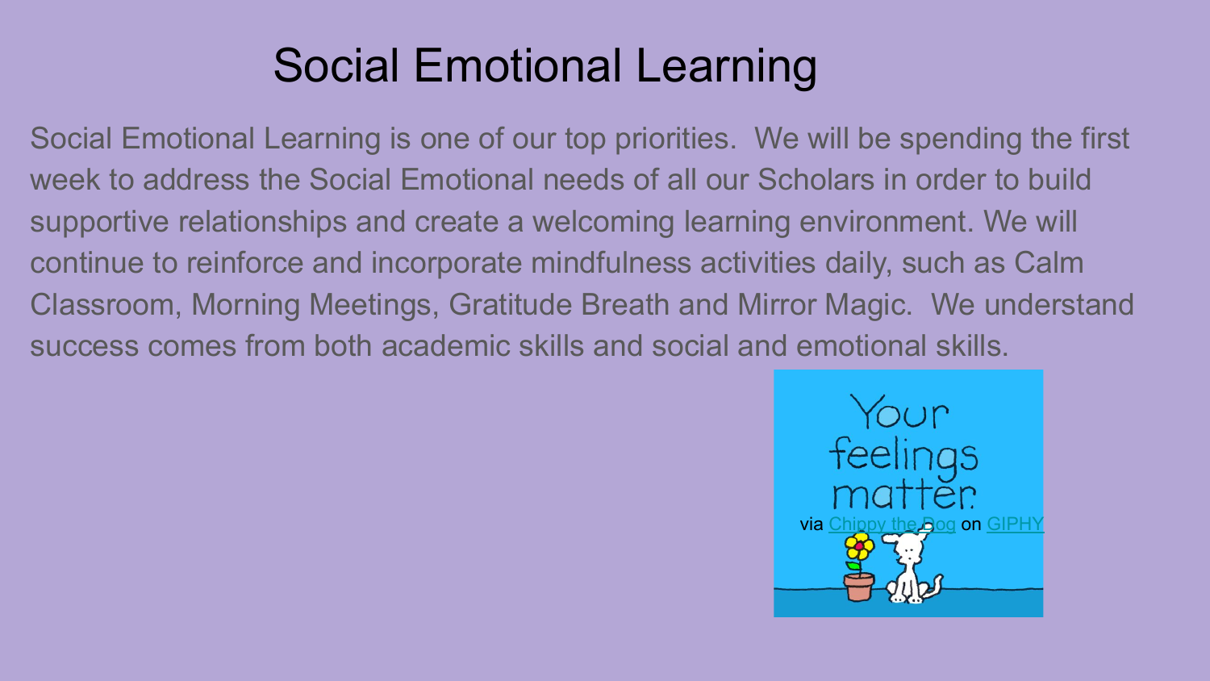# Social Emotional Learning

Social Emotional Learning is one of our top priorities.  We will be spending the first week to address the Social Emotional needs of all our Scholars in order to build supportive relationships and create a welcoming learning environment. We will continue to reinforce and incorporate mindfulness activities daily, such as Calm Classroom, Morning Meetings, Gratitude Breath and Mirror Magic.  We understand success comes from both academic skills and social and emotional skills.

via Chippy the Dog on GIPHY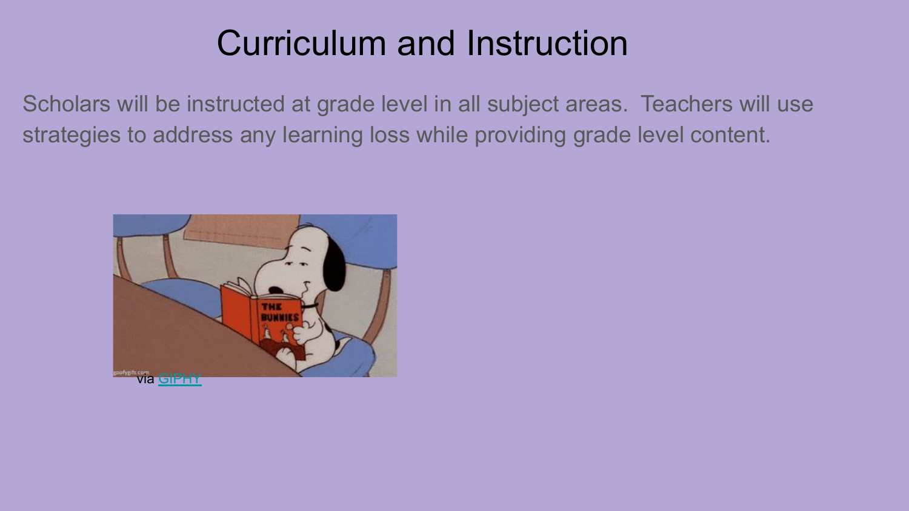# Curriculum and Instruction

Scholars will be instructed at grade level in all subject areas. Teachers will use strategies to address any learning loss while providing grade level content.

via GIPHY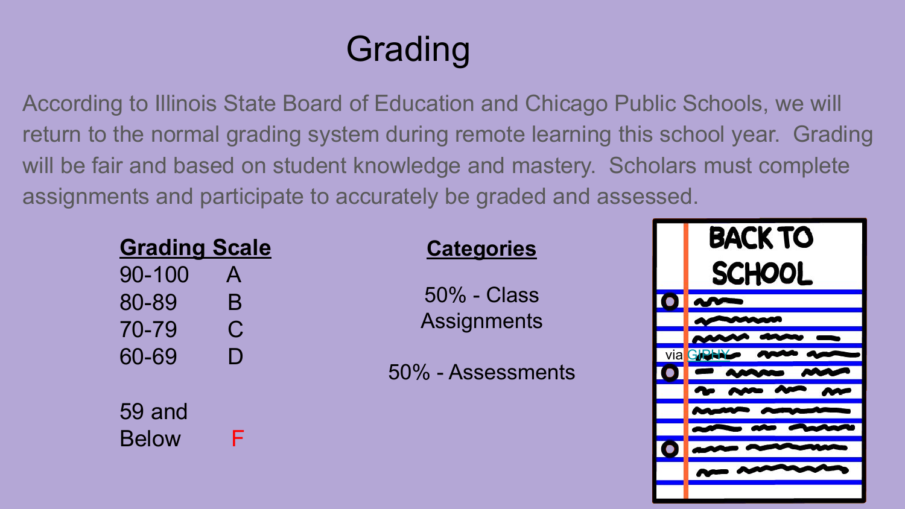# Grading

According to Illinois State Board of Education and Chicago Public Schools, we will return to the normal grading system during remote learning this school year. Grading will be fair and based on student knowledge and mastery. Scholars must complete assignments and participate to accurately be graded and assessed.

**Grading Scale**

| Score | Grade |
|---|---|
| 90-100 | A |
| 80-89 | B |
| 70-79 | C |
| 60-69 | D |
| 59 and Below | F |

**Categories**

50% - Class Assignments

50% - Assessments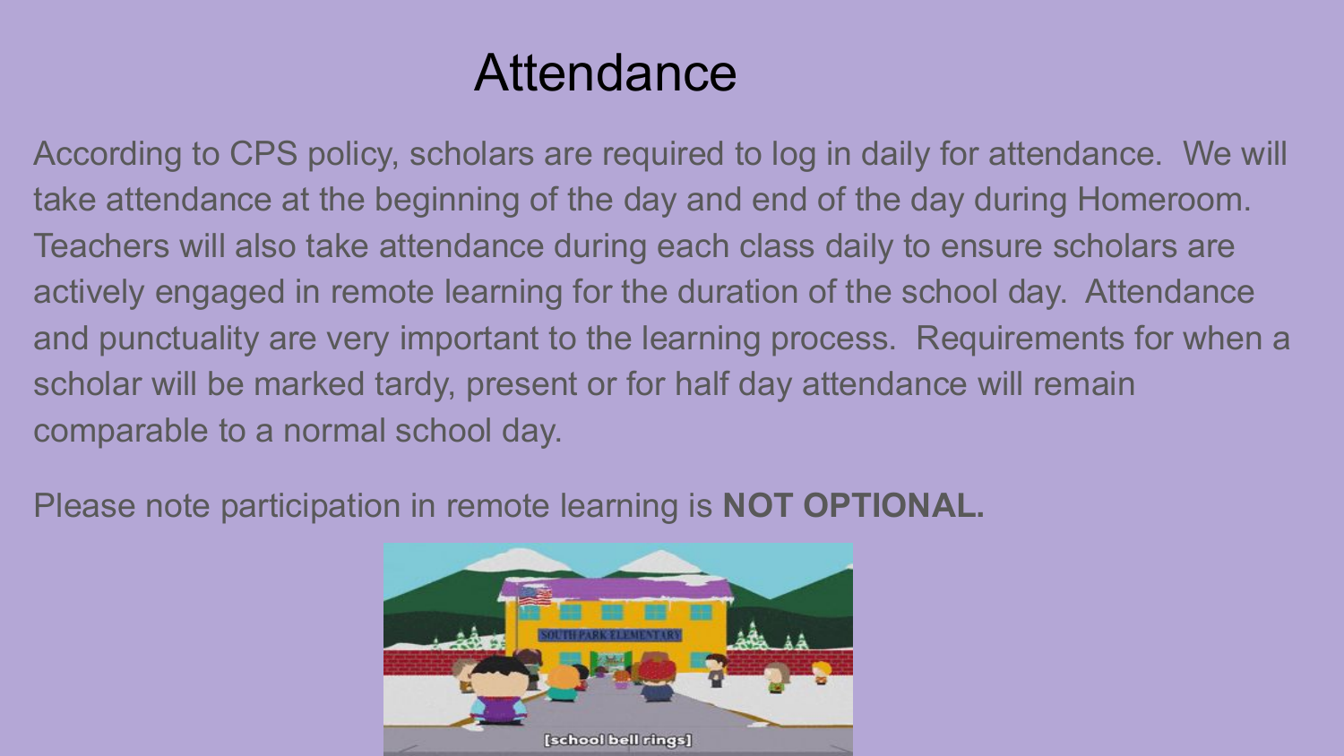# Attendance

According to CPS policy, scholars are required to log in daily for attendance. We will take attendance at the beginning of the day and end of the day during Homeroom. Teachers will also take attendance during each class daily to ensure scholars are actively engaged in remote learning for the duration of the school day. Attendance and punctuality are very important to the learning process. Requirements for when a scholar will be marked tardy, present or for half day attendance will remain comparable to a normal school day.

Please note participation in remote learning is **NOT OPTIONAL.**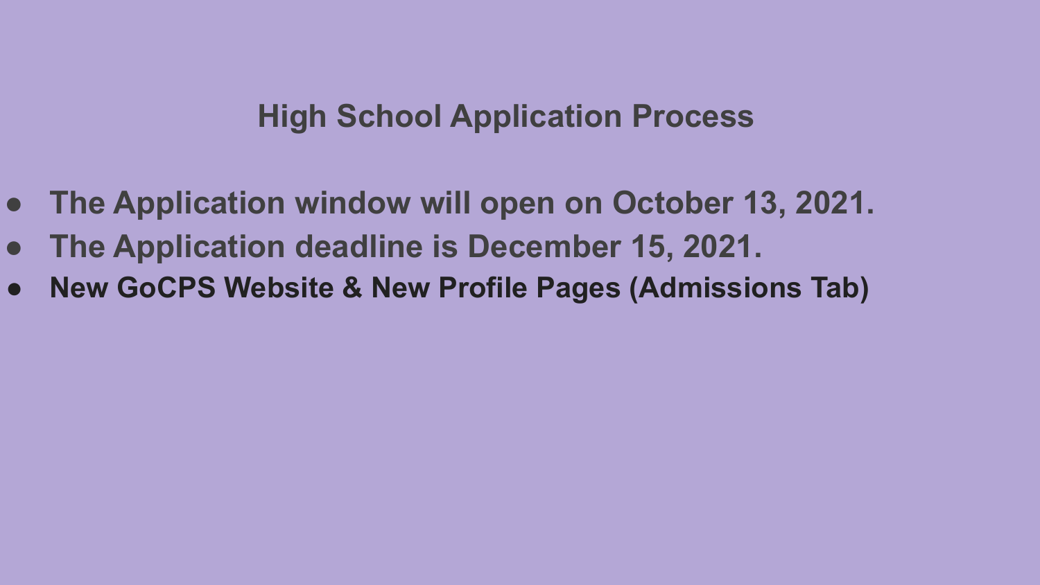# High School Application Process

- **The Application window will open on October 13, 2021.**
- **The Application deadline is December 15, 2021.**
- **New GoCPS Website & New Profile Pages (Admissions Tab)**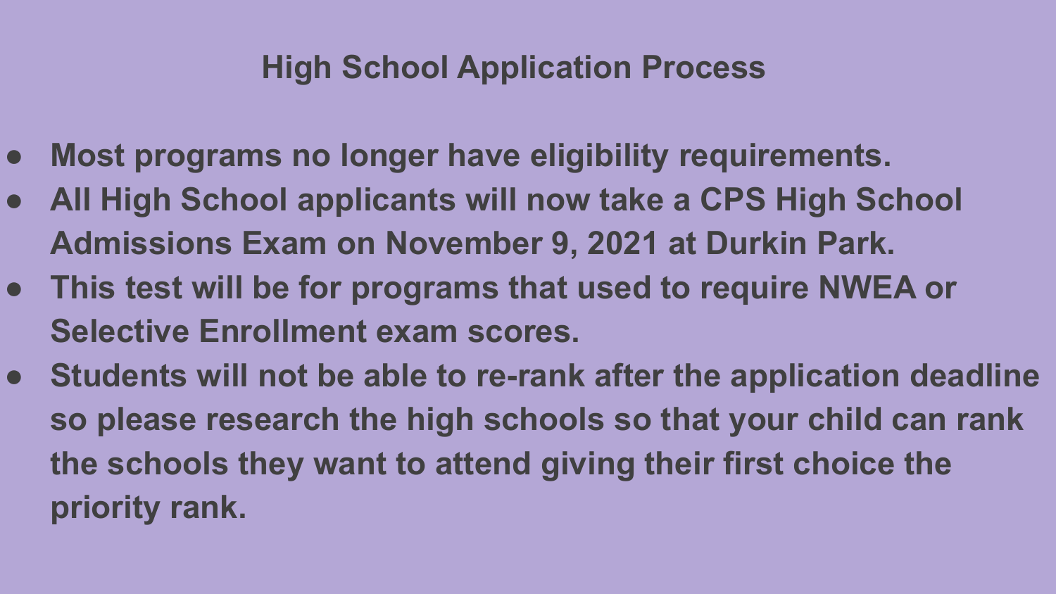## High School Application Process

- **Most programs no longer have eligibility requirements.**
- **All High School applicants will now take a CPS High School Admissions Exam on November 9, 2021 at Durkin Park.**
- **This test will be for programs that used to require NWEA or Selective Enrollment exam scores.**
- **Students will not be able to re-rank after the application deadline so please research the high schools so that your child can rank the schools they want to attend giving their first choice the priority rank.**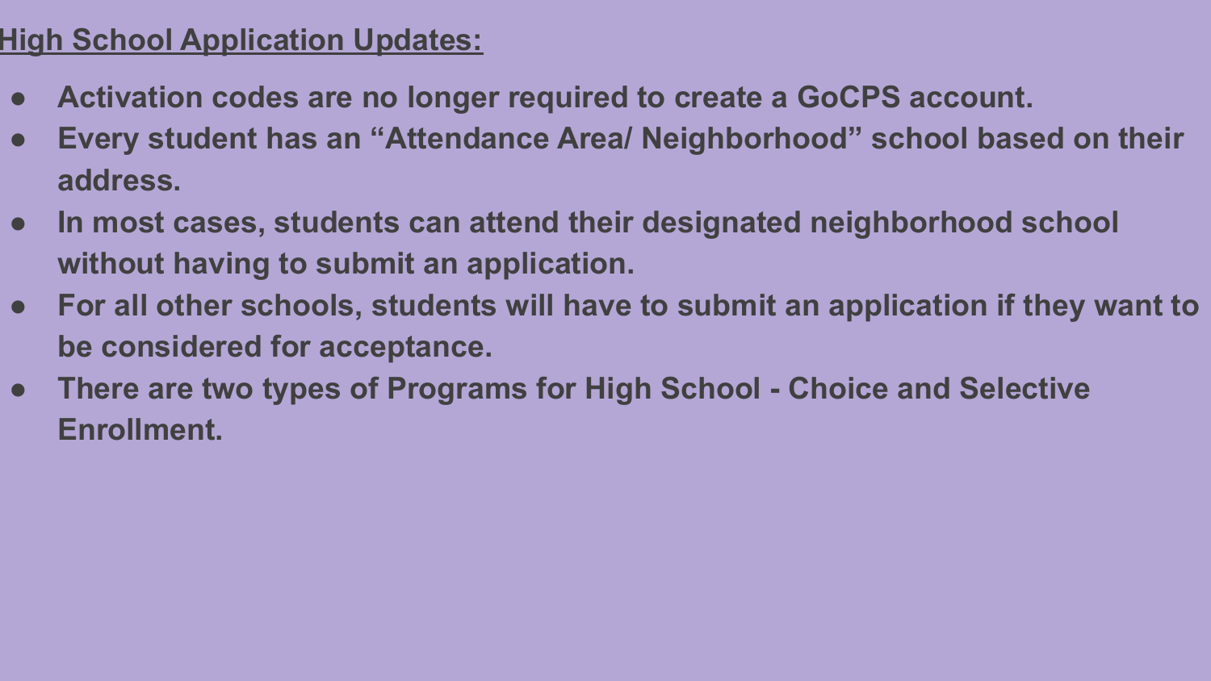## High School Application Updates:

- **Activation codes are no longer required to create a GoCPS account.**
- **Every student has an “Attendance Area/ Neighborhood” school based on their address.**
- **In most cases, students can attend their designated neighborhood school without having to submit an application.**
- **For all other schools, students will have to submit an application if they want to be considered for acceptance.**
- **There are two types of Programs for High School - Choice and Selective Enrollment.**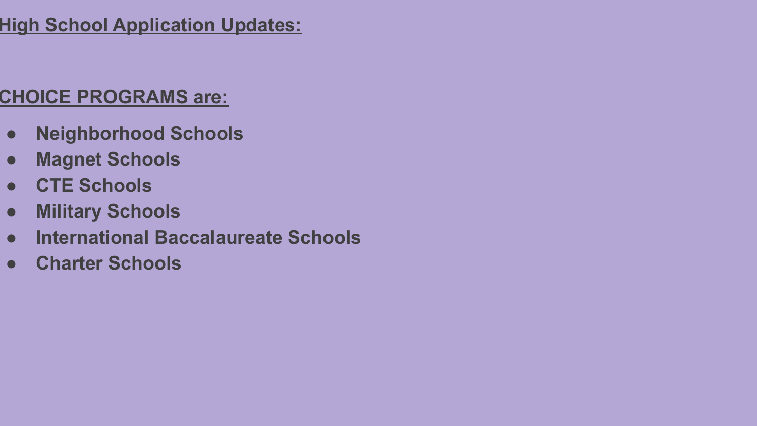## **<u>High School Application Updates:</u>**

**<u>CHOICE PROGRAMS are:</u>**

- **Neighborhood Schools**
- **Magnet Schools**
- **CTE Schools**
- **Military Schools**
- **International Baccalaureate Schools**
- **Charter Schools**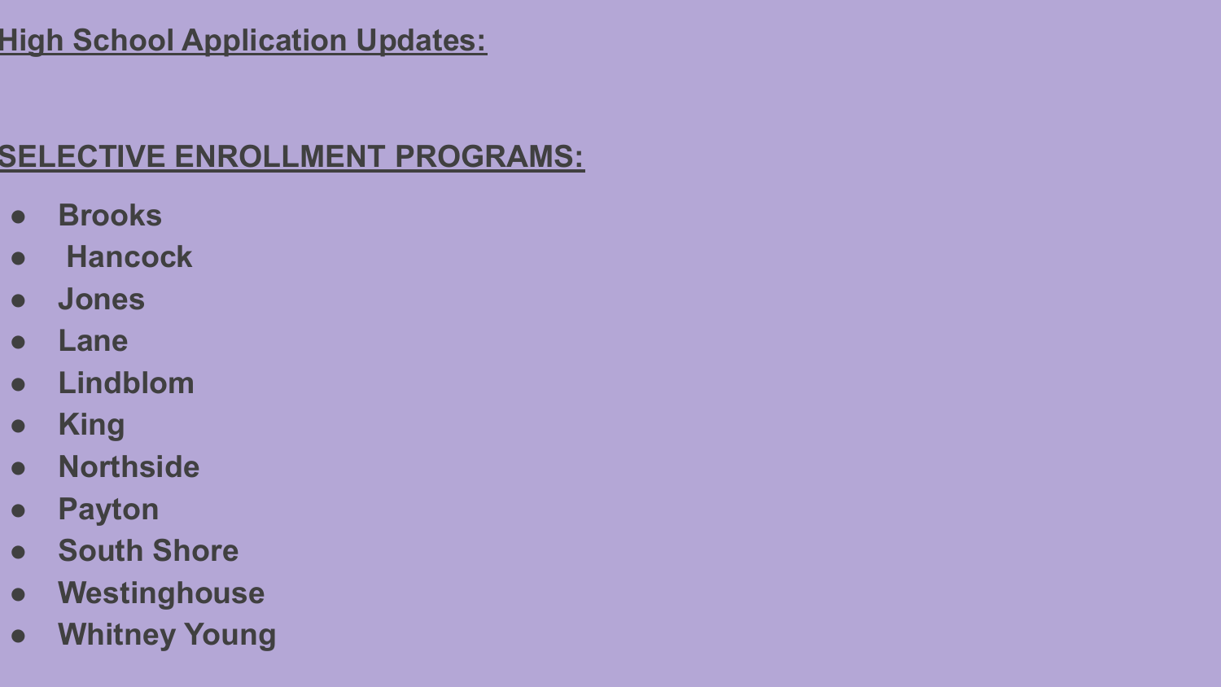## **High School Application Updates:**

## **SELECTIVE ENROLLMENT PROGRAMS:**

- **Brooks**
- **Hancock**
- **Jones**
- **Lane**
- **Lindblom**
- **King**
- **Northside**
- **Payton**
- **South Shore**
- **Westinghouse**
- **Whitney Young**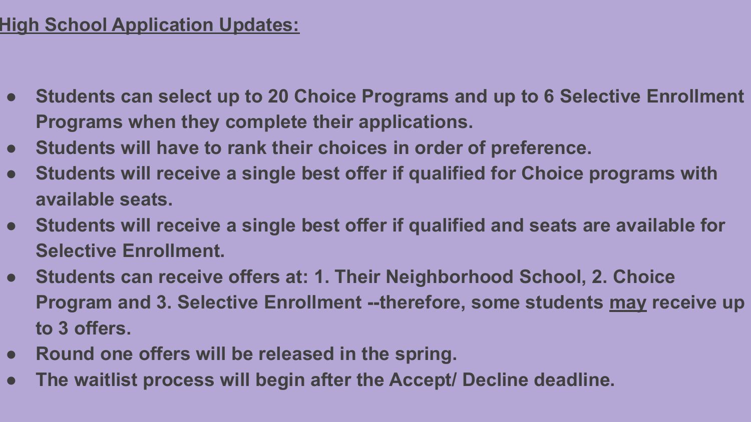## High School Application Updates:

- **Students can select up to 20 Choice Programs and up to 6 Selective Enrollment Programs when they complete their applications.**
- **Students will have to rank their choices in order of preference.**
- **Students will receive a single best offer if qualified for Choice programs with available seats.**
- **Students will receive a single best offer if qualified and seats are available for Selective Enrollment.**
- **Students can receive offers at: 1. Their Neighborhood School, 2. Choice Program and 3. Selective Enrollment --therefore, some students may receive up to 3 offers.**
- **Round one offers will be released in the spring.**
- **The waitlist process will begin after the Accept/ Decline deadline.**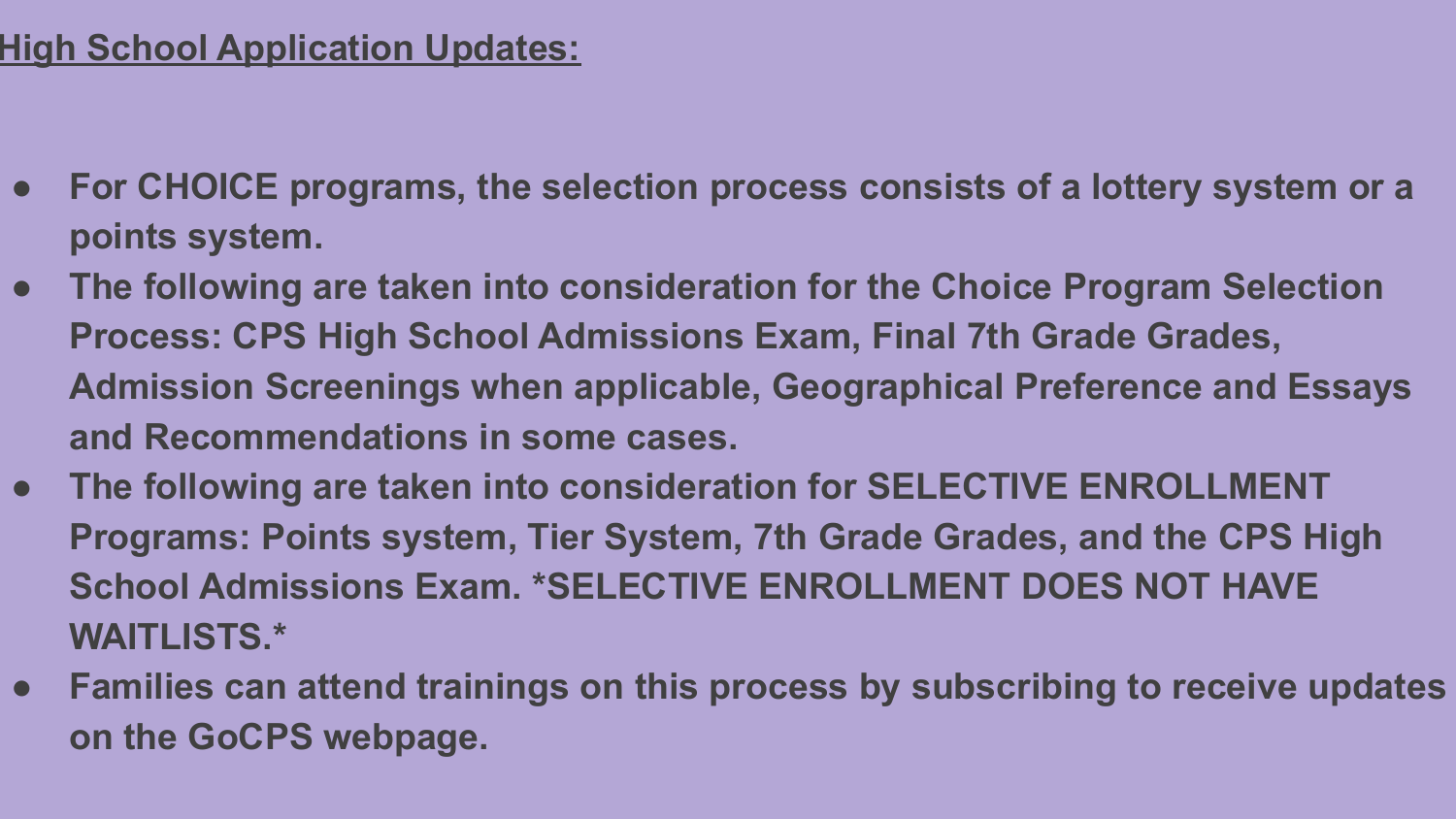## High School Application Updates:

- For CHOICE programs, the selection process consists of a lottery system or a points system.
- The following are taken into consideration for the Choice Program Selection Process: CPS High School Admissions Exam, Final 7th Grade Grades, Admission Screenings when applicable, Geographical Preference and Essays and Recommendations in some cases.
- The following are taken into consideration for SELECTIVE ENROLLMENT Programs: Points system, Tier System, 7th Grade Grades, and the CPS High School Admissions Exam. *SELECTIVE ENROLLMENT DOES NOT HAVE WAITLISTS.*
- Families can attend trainings on this process by subscribing to receive updates on the GoCPS webpage.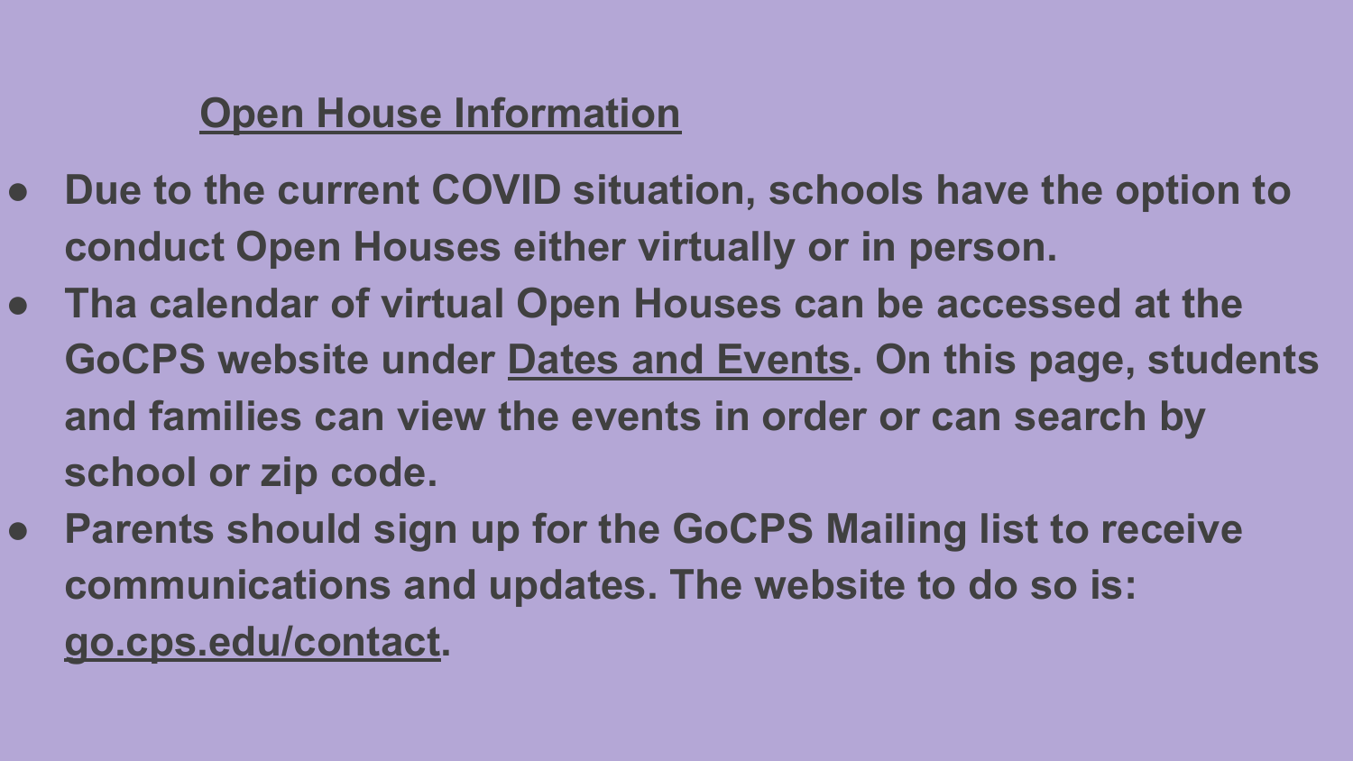## Open House Information

- **Due to the current COVID situation, schools have the option to conduct Open Houses either virtually or in person.**
- **Tha calendar of virtual Open Houses can be accessed at the GoCPS website under Dates and Events. On this page, students and families can view the events in order or can search by school or zip code.**
- **Parents should sign up for the GoCPS Mailing list to receive communications and updates. The website to do so is: go.cps.edu/contact.**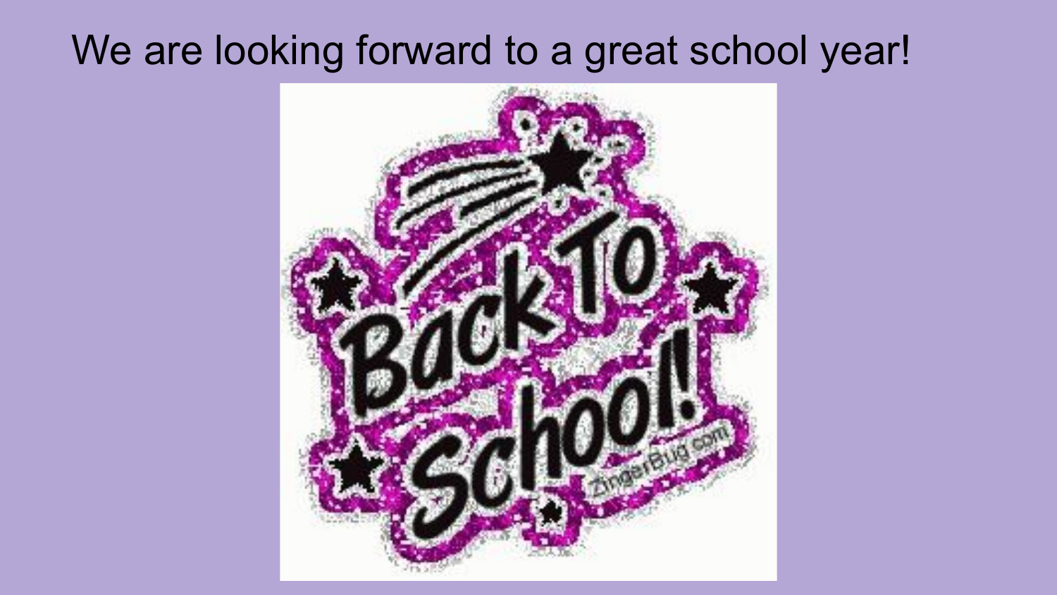We are looking forward to a great school year!